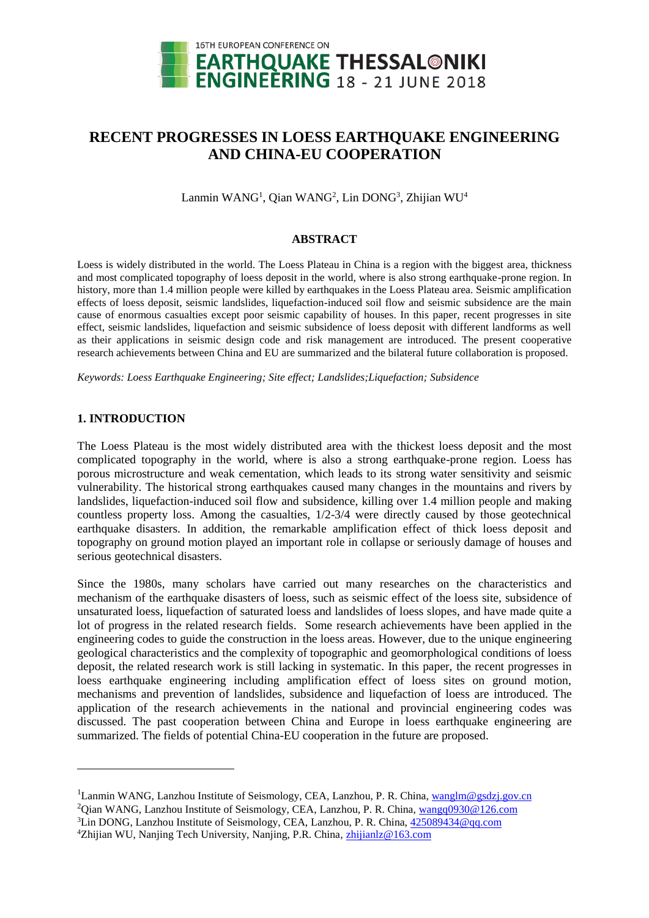# RECENT PROGRESSES IN LOESS EARTHQUAKE ENGINEERING AND CHINA-EU COOPERATION

Lanmin WANG[1], Qian WANG[2], Lin DONG[3], Zhijian WU[4]

## ABSTRACT

Loess is widely distributed in the world. The Loess Plateau in China is a region with the biggest area, thickness and most complicated topography of loess deposit in the world, where is also strong earthquake-prone region. In history, more than 1.4 million people were killed by earthquakes in the Loess Plateau area. Seismic amplification effects of loess deposit, seismic landslides, liquefaction-induced soil flow and seismic subsidence are the main cause of enormous casualties except poor seismic capability of houses. In this paper, recent progresses in site effect, seismic landslides, liquefaction and seismic subsidence of loess deposit with different landforms as well as their applications in seismic design code and risk management are introduced. The present cooperative research achievements between China and EU are summarized and the bilateral future collaboration is proposed.

*Keywords: Loess Earthquake Engineering; Site effect; Landslides;Liquefaction; Subsidence*

## 1. INTRODUCTION

The Loess Plateau is the most widely distributed area with the thickest loess deposit and the most complicated topography in the world, where is also a strong earthquake-prone region. Loess has porous microstructure and weak cementation, which leads to its strong water sensitivity and seismic vulnerability. The historical strong earthquakes caused many changes in the mountains and rivers by landslides, liquefaction-induced soil flow and subsidence, killing over 1.4 million people and making countless property loss. Among the casualties, 1/2-3/4 were directly caused by those geotechnical earthquake disasters. In addition, the remarkable amplification effect of thick loess deposit and topography on ground motion played an important role in collapse or seriously damage of houses and serious geotechnical disasters.

Since the 1980s, many scholars have carried out many researches on the characteristics and mechanism of the earthquake disasters of loess, such as seismic effect of the loess site, subsidence of unsaturated loess, liquefaction of saturated loess and landslides of loess slopes, and have made quite a lot of progress in the related research fields. Some research achievements have been applied in the engineering codes to guide the construction in the loess areas. However, due to the unique engineering geological characteristics and the complexity of topographic and geomorphological conditions of loess deposit, the related research work is still lacking in systematic. In this paper, the recent progresses in loess earthquake engineering including amplification effect of loess sites on ground motion, mechanisms and prevention of landslides, subsidence and liquefaction of loess are introduced. The application of the research achievements in the national and provincial engineering codes was discussed. The past cooperation between China and Europe in loess earthquake engineering are summarized. The fields of potential China-EU cooperation in the future are proposed.

---

[1]Lanmin WANG, Lanzhou Institute of Seismology, CEA, Lanzhou, P. R. China, wanglm@gsdzj.gov.cn

[2]Qian WANG, Lanzhou Institute of Seismology, CEA, Lanzhou, P. R. China, wangq0930@126.com

[3]Lin DONG, Lanzhou Institute of Seismology, CEA, Lanzhou, P. R. China, 425089434@qq.com

[4]Zhijian WU, Nanjing Tech University, Nanjing, P.R. China, zhijianlz@163.com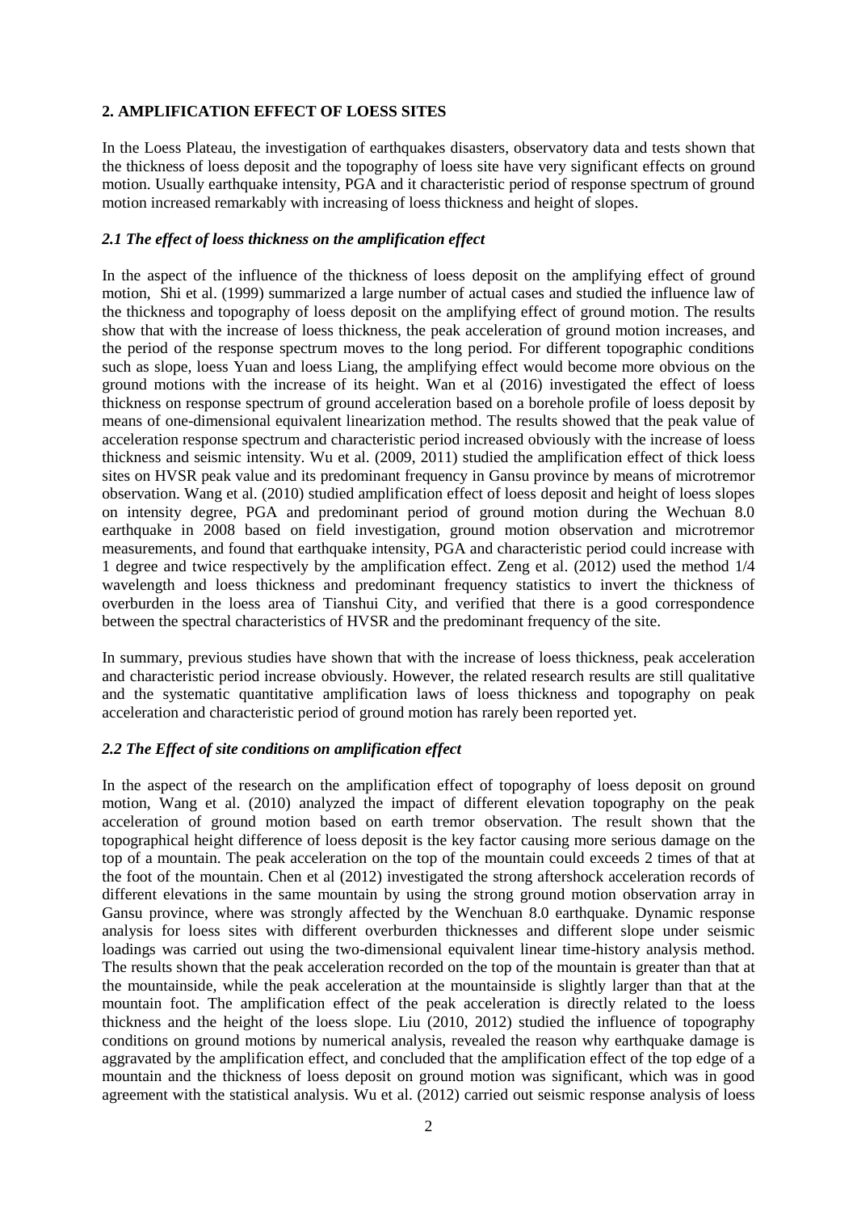## 2. AMPLIFICATION EFFECT OF LOESS SITES

In the Loess Plateau, the investigation of earthquakes disasters, observatory data and tests shown that the thickness of loess deposit and the topography of loess site have very significant effects on ground motion. Usually earthquake intensity, PGA and it characteristic period of response spectrum of ground motion increased remarkably with increasing of loess thickness and height of slopes.

### *2.1 The effect of loess thickness on the amplification effect*

In the aspect of the influence of the thickness of loess deposit on the amplifying effect of ground motion, Shi et al. (1999) summarized a large number of actual cases and studied the influence law of the thickness and topography of loess deposit on the amplifying effect of ground motion. The results show that with the increase of loess thickness, the peak acceleration of ground motion increases, and the period of the response spectrum moves to the long period. For different topographic conditions such as slope, loess Yuan and loess Liang, the amplifying effect would become more obvious on the ground motions with the increase of its height. Wan et al (2016) investigated the effect of loess thickness on response spectrum of ground acceleration based on a borehole profile of loess deposit by means of one-dimensional equivalent linearization method. The results showed that the peak value of acceleration response spectrum and characteristic period increased obviously with the increase of loess thickness and seismic intensity. Wu et al. (2009, 2011) studied the amplification effect of thick loess sites on HVSR peak value and its predominant frequency in Gansu province by means of microtremor observation. Wang et al. (2010) studied amplification effect of loess deposit and height of loess slopes on intensity degree, PGA and predominant period of ground motion during the Wechuan 8.0 earthquake in 2008 based on field investigation, ground motion observation and microtremor measurements, and found that earthquake intensity, PGA and characteristic period could increase with 1 degree and twice respectively by the amplification effect. Zeng et al. (2012) used the method 1/4 wavelength and loess thickness and predominant frequency statistics to invert the thickness of overburden in the loess area of Tianshui City, and verified that there is a good correspondence between the spectral characteristics of HVSR and the predominant frequency of the site.

In summary, previous studies have shown that with the increase of loess thickness, peak acceleration and characteristic period increase obviously. However, the related research results are still qualitative and the systematic quantitative amplification laws of loess thickness and topography on peak acceleration and characteristic period of ground motion has rarely been reported yet.

### *2.2 The Effect of site conditions on amplification effect*

In the aspect of the research on the amplification effect of topography of loess deposit on ground motion, Wang et al. (2010) analyzed the impact of different elevation topography on the peak acceleration of ground motion based on earth tremor observation. The result shown that the topographical height difference of loess deposit is the key factor causing more serious damage on the top of a mountain. The peak acceleration on the top of the mountain could exceeds 2 times of that at the foot of the mountain. Chen et al (2012) investigated the strong aftershock acceleration records of different elevations in the same mountain by using the strong ground motion observation array in Gansu province, where was strongly affected by the Wenchuan 8.0 earthquake. Dynamic response analysis for loess sites with different overburden thicknesses and different slope under seismic loadings was carried out using the two-dimensional equivalent linear time-history analysis method. The results shown that the peak acceleration recorded on the top of the mountain is greater than that at the mountainside, while the peak acceleration at the mountainside is slightly larger than that at the mountain foot. The amplification effect of the peak acceleration is directly related to the loess thickness and the height of the loess slope. Liu (2010, 2012) studied the influence of topography conditions on ground motions by numerical analysis, revealed the reason why earthquake damage is aggravated by the amplification effect, and concluded that the amplification effect of the top edge of a mountain and the thickness of loess deposit on ground motion was significant, which was in good agreement with the statistical analysis. Wu et al. (2012) carried out seismic response analysis of loess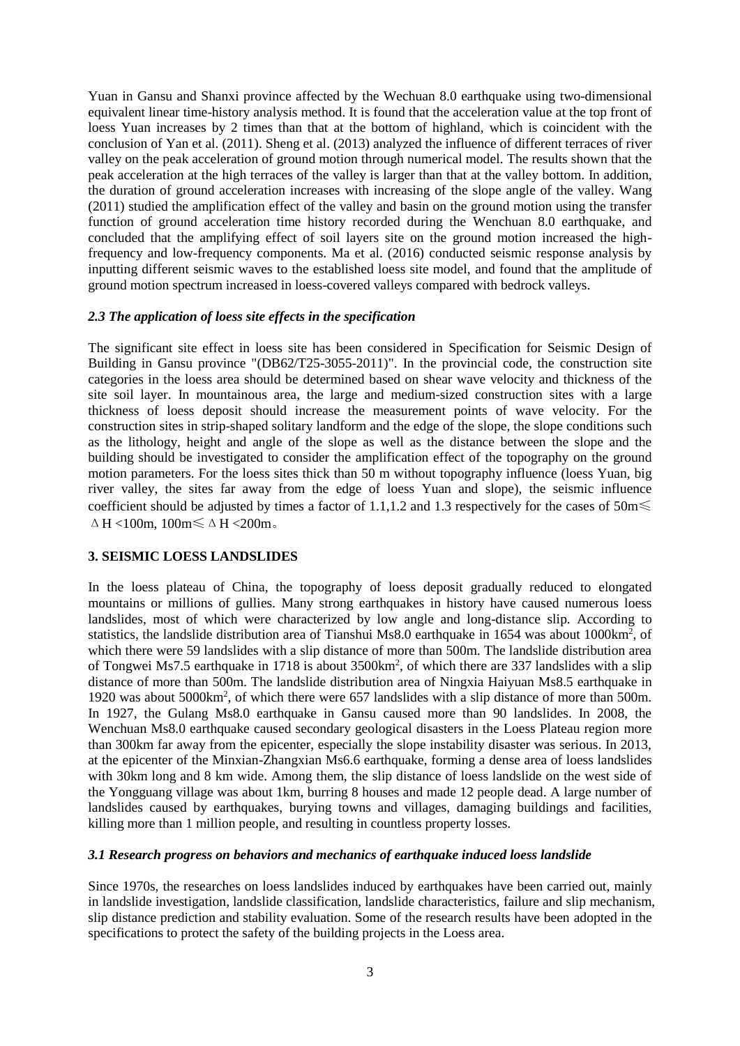Yuan in Gansu and Shanxi province affected by the Wechuan 8.0 earthquake using two-dimensional equivalent linear time-history analysis method. It is found that the acceleration value at the top front of loess Yuan increases by 2 times than that at the bottom of highland, which is coincident with the conclusion of Yan et al. (2011). Sheng et al. (2013) analyzed the influence of different terraces of river valley on the peak acceleration of ground motion through numerical model. The results shown that the peak acceleration at the high terraces of the valley is larger than that at the valley bottom. In addition, the duration of ground acceleration increases with increasing of the slope angle of the valley. Wang (2011) studied the amplification effect of the valley and basin on the ground motion using the transfer function of ground acceleration time history recorded during the Wenchuan 8.0 earthquake, and concluded that the amplifying effect of soil layers site on the ground motion increased the high-frequency and low-frequency components. Ma et al. (2016) conducted seismic response analysis by inputting different seismic waves to the established loess site model, and found that the amplitude of ground motion spectrum increased in loess-covered valleys compared with bedrock valleys.

### *2.3 The application of loess site effects in the specification*

The significant site effect in loess site has been considered in Specification for Seismic Design of Building in Gansu province "(DB62/T25-3055-2011)". In the provincial code, the construction site categories in the loess area should be determined based on shear wave velocity and thickness of the site soil layer. In mountainous area, the large and medium-sized construction sites with a large thickness of loess deposit should increase the measurement points of wave velocity. For the construction sites in strip-shaped solitary landform and the edge of the slope, the slope conditions such as the lithology, height and angle of the slope as well as the distance between the slope and the building should be investigated to consider the amplification effect of the topography on the ground motion parameters. For the loess sites thick than 50 m without topography influence (loess Yuan, big river valley, the sites far away from the edge of loess Yuan and slope), the seismic influence coefficient should be adjusted by times a factor of 1.1,1.2 and 1.3 respectively for the cases of 50m$\leqslant \Delta H <$100m, 100m$\leqslant \Delta H <$200m。

## 3. SEISMIC LOESS LANDSLIDES

In the loess plateau of China, the topography of loess deposit gradually reduced to elongated mountains or millions of gullies. Many strong earthquakes in history have caused numerous loess landslides, most of which were characterized by low angle and long-distance slip. According to statistics, the landslide distribution area of Tianshui Ms8.0 earthquake in 1654 was about 1000km$^2$, of which there were 59 landslides with a slip distance of more than 500m. The landslide distribution area of Tongwei Ms7.5 earthquake in 1718 is about 3500km$^2$, of which there are 337 landslides with a slip distance of more than 500m. The landslide distribution area of Ningxia Haiyuan Ms8.5 earthquake in 1920 was about 5000km$^2$, of which there were 657 landslides with a slip distance of more than 500m. In 1927, the Gulang Ms8.0 earthquake in Gansu caused more than 90 landslides. In 2008, the Wenchuan Ms8.0 earthquake caused secondary geological disasters in the Loess Plateau region more than 300km far away from the epicenter, especially the slope instability disaster was serious. In 2013, at the epicenter of the Minxian-Zhangxian Ms6.6 earthquake, forming a dense area of loess landslides with 30km long and 8 km wide. Among them, the slip distance of loess landslide on the west side of the Yongguang village was about 1km, burring 8 houses and made 12 people dead. A large number of landslides caused by earthquakes, burying towns and villages, damaging buildings and facilities, killing more than 1 million people, and resulting in countless property losses.

### *3.1 Research progress on behaviors and mechanics of earthquake induced loess landslide*

Since 1970s, the researches on loess landslides induced by earthquakes have been carried out, mainly in landslide investigation, landslide classification, landslide characteristics, failure and slip mechanism, slip distance prediction and stability evaluation. Some of the research results have been adopted in the specifications to protect the safety of the building projects in the Loess area.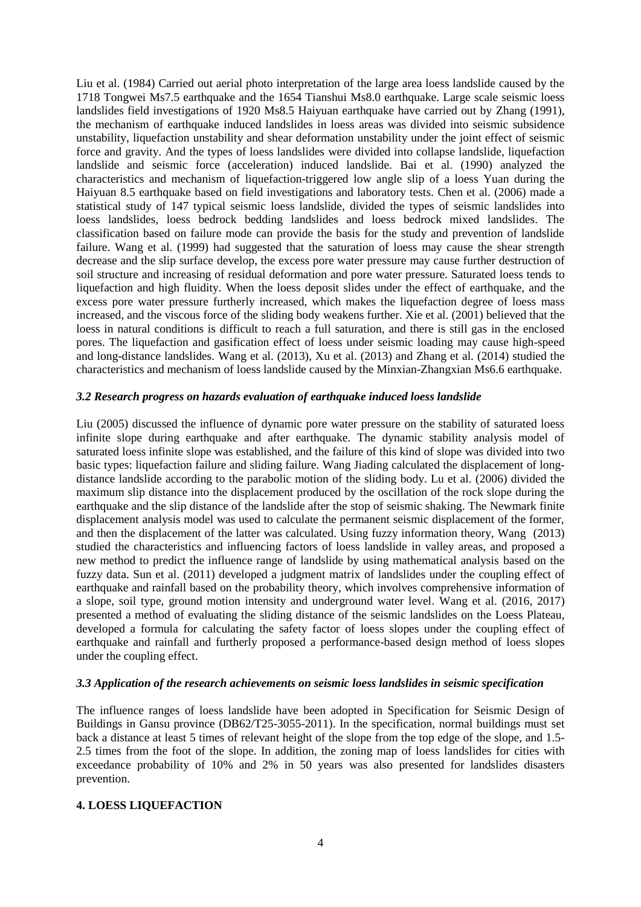Liu et al. (1984) Carried out aerial photo interpretation of the large area loess landslide caused by the 1718 Tongwei Ms7.5 earthquake and the 1654 Tianshui Ms8.0 earthquake. Large scale seismic loess landslides field investigations of 1920 Ms8.5 Haiyuan earthquake have carried out by Zhang (1991), the mechanism of earthquake induced landslides in loess areas was divided into seismic subsidence unstability, liquefaction unstability and shear deformation unstability under the joint effect of seismic force and gravity. And the types of loess landslides were divided into collapse landslide, liquefaction landslide and seismic force (acceleration) induced landslide. Bai et al. (1990) analyzed the characteristics and mechanism of liquefaction-triggered low angle slip of a loess Yuan during the Haiyuan 8.5 earthquake based on field investigations and laboratory tests. Chen et al. (2006) made a statistical study of 147 typical seismic loess landslide, divided the types of seismic landslides into loess landslides, loess bedrock bedding landslides and loess bedrock mixed landslides. The classification based on failure mode can provide the basis for the study and prevention of landslide failure. Wang et al. (1999) had suggested that the saturation of loess may cause the shear strength decrease and the slip surface develop, the excess pore water pressure may cause further destruction of soil structure and increasing of residual deformation and pore water pressure. Saturated loess tends to liquefaction and high fluidity. When the loess deposit slides under the effect of earthquake, and the excess pore water pressure furtherly increased, which makes the liquefaction degree of loess mass increased, and the viscous force of the sliding body weakens further. Xie et al. (2001) believed that the loess in natural conditions is difficult to reach a full saturation, and there is still gas in the enclosed pores. The liquefaction and gasification effect of loess under seismic loading may cause high-speed and long-distance landslides. Wang et al. (2013), Xu et al. (2013) and Zhang et al. (2014) studied the characteristics and mechanism of loess landslide caused by the Minxian-Zhangxian Ms6.6 earthquake.

### *3.2 Research progress on hazards evaluation of earthquake induced loess landslide*

Liu (2005) discussed the influence of dynamic pore water pressure on the stability of saturated loess infinite slope during earthquake and after earthquake. The dynamic stability analysis model of saturated loess infinite slope was established, and the failure of this kind of slope was divided into two basic types: liquefaction failure and sliding failure. Wang Jiading calculated the displacement of long-distance landslide according to the parabolic motion of the sliding body. Lu et al. (2006) divided the maximum slip distance into the displacement produced by the oscillation of the rock slope during the earthquake and the slip distance of the landslide after the stop of seismic shaking. The Newmark finite displacement analysis model was used to calculate the permanent seismic displacement of the former, and then the displacement of the latter was calculated. Using fuzzy information theory, Wang (2013) studied the characteristics and influencing factors of loess landslide in valley areas, and proposed a new method to predict the influence range of landslide by using mathematical analysis based on the fuzzy data. Sun et al. (2011) developed a judgment matrix of landslides under the coupling effect of earthquake and rainfall based on the probability theory, which involves comprehensive information of a slope, soil type, ground motion intensity and underground water level. Wang et al. (2016, 2017) presented a method of evaluating the sliding distance of the seismic landslides on the Loess Plateau, developed a formula for calculating the safety factor of loess slopes under the coupling effect of earthquake and rainfall and furtherly proposed a performance-based design method of loess slopes under the coupling effect.

### *3.3 Application of the research achievements on seismic loess landslides in seismic specification*

The influence ranges of loess landslide have been adopted in Specification for Seismic Design of Buildings in Gansu province (DB62/T25-3055-2011). In the specification, normal buildings must set back a distance at least 5 times of relevant height of the slope from the top edge of the slope, and 1.5-2.5 times from the foot of the slope. In addition, the zoning map of loess landslides for cities with exceedance probability of 10% and 2% in 50 years was also presented for landslides disasters prevention.

## 4. LOESS LIQUEFACTION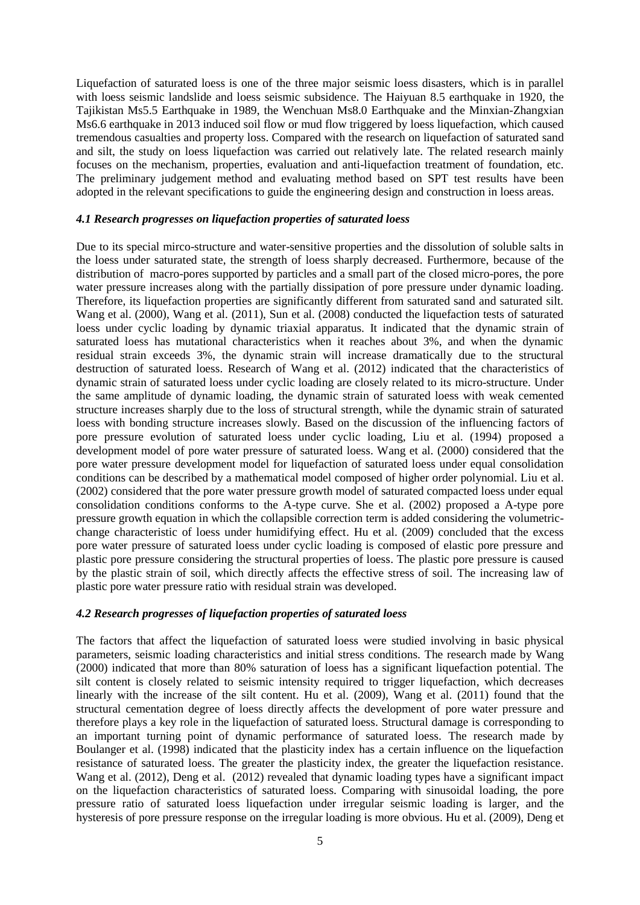Liquefaction of saturated loess is one of the three major seismic loess disasters, which is in parallel with loess seismic landslide and loess seismic subsidence. The Haiyuan 8.5 earthquake in 1920, the Tajikistan Ms5.5 Earthquake in 1989, the Wenchuan Ms8.0 Earthquake and the Minxian-Zhangxian Ms6.6 earthquake in 2013 induced soil flow or mud flow triggered by loess liquefaction, which caused tremendous casualties and property loss. Compared with the research on liquefaction of saturated sand and silt, the study on loess liquefaction was carried out relatively late. The related research mainly focuses on the mechanism, properties, evaluation and anti-liquefaction treatment of foundation, etc. The preliminary judgement method and evaluating method based on SPT test results have been adopted in the relevant specifications to guide the engineering design and construction in loess areas.

### *4.1 Research progresses on liquefaction properties of saturated loess*

Due to its special mirco-structure and water-sensitive properties and the dissolution of soluble salts in the loess under saturated state, the strength of loess sharply decreased. Furthermore, because of the distribution of macro-pores supported by particles and a small part of the closed micro-pores, the pore water pressure increases along with the partially dissipation of pore pressure under dynamic loading. Therefore, its liquefaction properties are significantly different from saturated sand and saturated silt. Wang et al. (2000), Wang et al. (2011), Sun et al. (2008) conducted the liquefaction tests of saturated loess under cyclic loading by dynamic triaxial apparatus. It indicated that the dynamic strain of saturated loess has mutational characteristics when it reaches about 3%, and when the dynamic residual strain exceeds 3%, the dynamic strain will increase dramatically due to the structural destruction of saturated loess. Research of Wang et al. (2012) indicated that the characteristics of dynamic strain of saturated loess under cyclic loading are closely related to its micro-structure. Under the same amplitude of dynamic loading, the dynamic strain of saturated loess with weak cemented structure increases sharply due to the loss of structural strength, while the dynamic strain of saturated loess with bonding structure increases slowly. Based on the discussion of the influencing factors of pore pressure evolution of saturated loess under cyclic loading, Liu et al. (1994) proposed a development model of pore water pressure of saturated loess. Wang et al. (2000) considered that the pore water pressure development model for liquefaction of saturated loess under equal consolidation conditions can be described by a mathematical model composed of higher order polynomial. Liu et al. (2002) considered that the pore water pressure growth model of saturated compacted loess under equal consolidation conditions conforms to the A-type curve. She et al. (2002) proposed a A-type pore pressure growth equation in which the collapsible correction term is added considering the volumetric-change characteristic of loess under humidifying effect. Hu et al. (2009) concluded that the excess pore water pressure of saturated loess under cyclic loading is composed of elastic pore pressure and plastic pore pressure considering the structural properties of loess. The plastic pore pressure is caused by the plastic strain of soil, which directly affects the effective stress of soil. The increasing law of plastic pore water pressure ratio with residual strain was developed.

### *4.2 Research progresses of liquefaction properties of saturated loess*

The factors that affect the liquefaction of saturated loess were studied involving in basic physical parameters, seismic loading characteristics and initial stress conditions. The research made by Wang (2000) indicated that more than 80% saturation of loess has a significant liquefaction potential. The silt content is closely related to seismic intensity required to trigger liquefaction, which decreases linearly with the increase of the silt content. Hu et al. (2009), Wang et al. (2011) found that the structural cementation degree of loess directly affects the development of pore water pressure and therefore plays a key role in the liquefaction of saturated loess. Structural damage is corresponding to an important turning point of dynamic performance of saturated loess. The research made by Boulanger et al. (1998) indicated that the plasticity index has a certain influence on the liquefaction resistance of saturated loess. The greater the plasticity index, the greater the liquefaction resistance. Wang et al. (2012), Deng et al. (2012) revealed that dynamic loading types have a significant impact on the liquefaction characteristics of saturated loess. Comparing with sinusoidal loading, the pore pressure ratio of saturated loess liquefaction under irregular seismic loading is larger, and the hysteresis of pore pressure response on the irregular loading is more obvious. Hu et al. (2009), Deng et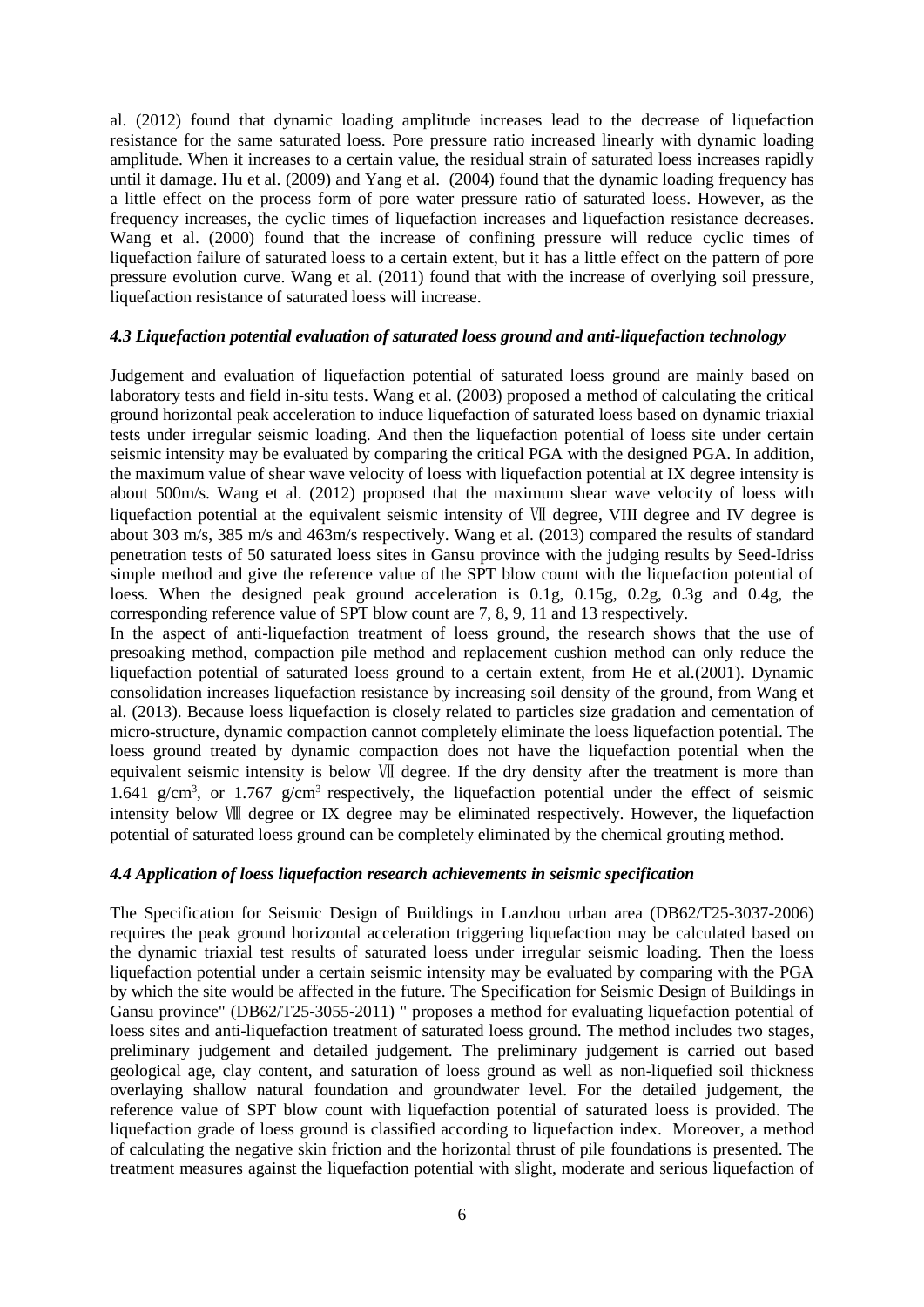al. (2012) found that dynamic loading amplitude increases lead to the decrease of liquefaction resistance for the same saturated loess. Pore pressure ratio increased linearly with dynamic loading amplitude. When it increases to a certain value, the residual strain of saturated loess increases rapidly until it damage. Hu et al. (2009) and Yang et al. (2004) found that the dynamic loading frequency has a little effect on the process form of pore water pressure ratio of saturated loess. However, as the frequency increases, the cyclic times of liquefaction increases and liquefaction resistance decreases. Wang et al. (2000) found that the increase of confining pressure will reduce cyclic times of liquefaction failure of saturated loess to a certain extent, but it has a little effect on the pattern of pore pressure evolution curve. Wang et al. (2011) found that with the increase of overlying soil pressure, liquefaction resistance of saturated loess will increase.

### *4.3 Liquefaction potential evaluation of saturated loess ground and anti-liquefaction technology*

Judgement and evaluation of liquefaction potential of saturated loess ground are mainly based on laboratory tests and field in-situ tests. Wang et al. (2003) proposed a method of calculating the critical ground horizontal peak acceleration to induce liquefaction of saturated loess based on dynamic triaxial tests under irregular seismic loading. And then the liquefaction potential of loess site under certain seismic intensity may be evaluated by comparing the critical PGA with the designed PGA. In addition, the maximum value of shear wave velocity of loess with liquefaction potential at IX degree intensity is about 500m/s. Wang et al. (2012) proposed that the maximum shear wave velocity of loess with liquefaction potential at the equivalent seismic intensity of Ⅶ degree, VIII degree and IV degree is about 303 m/s, 385 m/s and 463m/s respectively. Wang et al. (2013) compared the results of standard penetration tests of 50 saturated loess sites in Gansu province with the judging results by Seed-Idriss simple method and give the reference value of the SPT blow count with the liquefaction potential of loess. When the designed peak ground acceleration is 0.1g, 0.15g, 0.2g, 0.3g and 0.4g, the corresponding reference value of SPT blow count are 7, 8, 9, 11 and 13 respectively.

In the aspect of anti-liquefaction treatment of loess ground, the research shows that the use of presoaking method, compaction pile method and replacement cushion method can only reduce the liquefaction potential of saturated loess ground to a certain extent, from He et al.(2001). Dynamic consolidation increases liquefaction resistance by increasing soil density of the ground, from Wang et al. (2013). Because loess liquefaction is closely related to particles size gradation and cementation of micro-structure, dynamic compaction cannot completely eliminate the loess liquefaction potential. The loess ground treated by dynamic compaction does not have the liquefaction potential when the equivalent seismic intensity is below Ⅶ degree. If the dry density after the treatment is more than 1.641 g/cm$^3$, or 1.767 g/cm$^3$ respectively, the liquefaction potential under the effect of seismic intensity below Ⅷ degree or IX degree may be eliminated respectively. However, the liquefaction potential of saturated loess ground can be completely eliminated by the chemical grouting method.

### *4.4 Application of loess liquefaction research achievements in seismic specification*

The Specification for Seismic Design of Buildings in Lanzhou urban area (DB62/T25-3037-2006) requires the peak ground horizontal acceleration triggering liquefaction may be calculated based on the dynamic triaxial test results of saturated loess under irregular seismic loading. Then the loess liquefaction potential under a certain seismic intensity may be evaluated by comparing with the PGA by which the site would be affected in the future. The Specification for Seismic Design of Buildings in Gansu province" (DB62/T25-3055-2011) " proposes a method for evaluating liquefaction potential of loess sites and anti-liquefaction treatment of saturated loess ground. The method includes two stages, preliminary judgement and detailed judgement. The preliminary judgement is carried out based geological age, clay content, and saturation of loess ground as well as non-liquefied soil thickness overlaying shallow natural foundation and groundwater level. For the detailed judgement, the reference value of SPT blow count with liquefaction potential of saturated loess is provided. The liquefaction grade of loess ground is classified according to liquefaction index. Moreover, a method of calculating the negative skin friction and the horizontal thrust of pile foundations is presented. The treatment measures against the liquefaction potential with slight, moderate and serious liquefaction of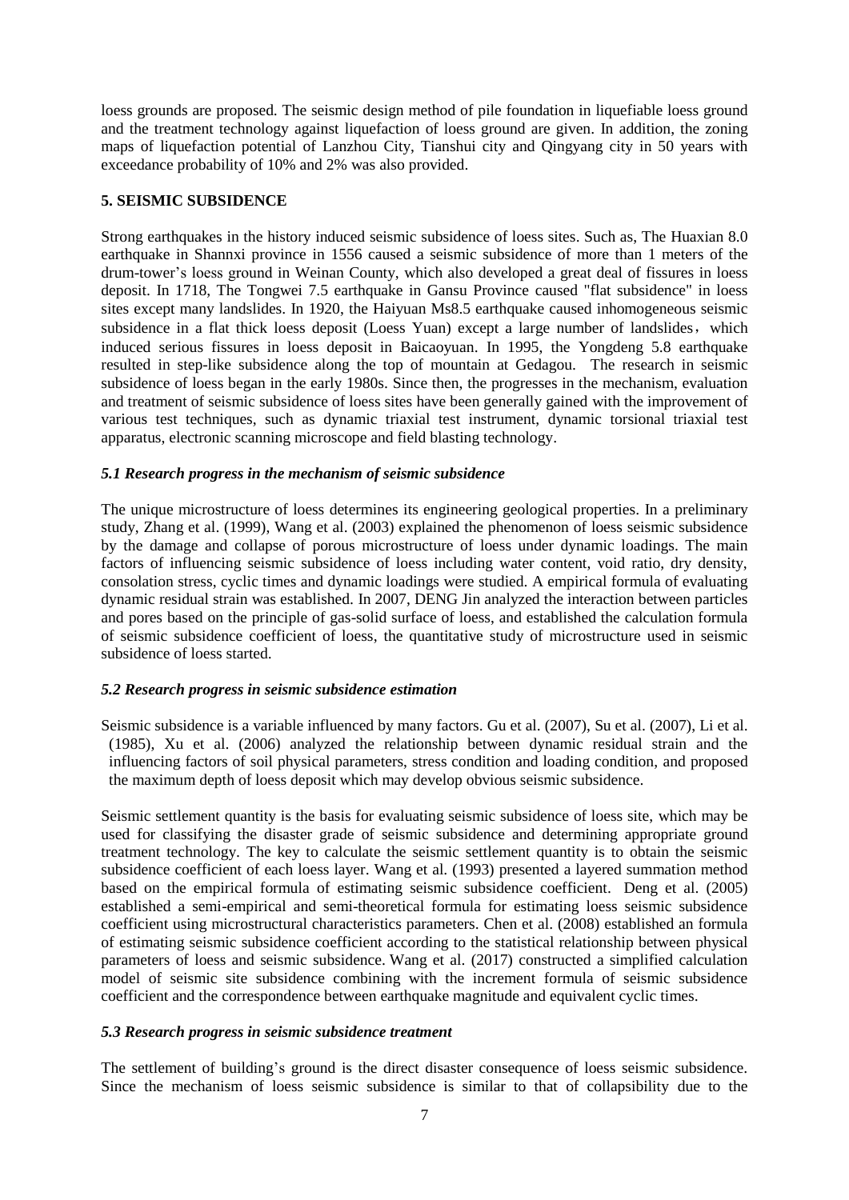loess grounds are proposed. The seismic design method of pile foundation in liquefiable loess ground and the treatment technology against liquefaction of loess ground are given. In addition, the zoning maps of liquefaction potential of Lanzhou City, Tianshui city and Qingyang city in 50 years with exceedance probability of 10% and 2% was also provided.

## 5. SEISMIC SUBSIDENCE

Strong earthquakes in the history induced seismic subsidence of loess sites. Such as, The Huaxian 8.0 earthquake in Shannxi province in 1556 caused a seismic subsidence of more than 1 meters of the drum-tower's loess ground in Weinan County, which also developed a great deal of fissures in loess deposit. In 1718, The Tongwei 7.5 earthquake in Gansu Province caused "flat subsidence" in loess sites except many landslides. In 1920, the Haiyuan Ms8.5 earthquake caused inhomogeneous seismic subsidence in a flat thick loess deposit (Loess Yuan) except a large number of landslides，which induced serious fissures in loess deposit in Baicaoyuan. In 1995, the Yongdeng 5.8 earthquake resulted in step-like subsidence along the top of mountain at Gedagou. The research in seismic subsidence of loess began in the early 1980s. Since then, the progresses in the mechanism, evaluation and treatment of seismic subsidence of loess sites have been generally gained with the improvement of various test techniques, such as dynamic triaxial test instrument, dynamic torsional triaxial test apparatus, electronic scanning microscope and field blasting technology.

### *5.1 Research progress in the mechanism of seismic subsidence*

The unique microstructure of loess determines its engineering geological properties. In a preliminary study, Zhang et al. (1999), Wang et al. (2003) explained the phenomenon of loess seismic subsidence by the damage and collapse of porous microstructure of loess under dynamic loadings. The main factors of influencing seismic subsidence of loess including water content, void ratio, dry density, consolation stress, cyclic times and dynamic loadings were studied. A empirical formula of evaluating dynamic residual strain was established. In 2007, DENG Jin analyzed the interaction between particles and pores based on the principle of gas-solid surface of loess, and established the calculation formula of seismic subsidence coefficient of loess, the quantitative study of microstructure used in seismic subsidence of loess started.

### *5.2 Research progress in seismic subsidence estimation*

Seismic subsidence is a variable influenced by many factors. Gu et al. (2007), Su et al. (2007), Li et al. (1985), Xu et al. (2006) analyzed the relationship between dynamic residual strain and the influencing factors of soil physical parameters, stress condition and loading condition, and proposed the maximum depth of loess deposit which may develop obvious seismic subsidence.

Seismic settlement quantity is the basis for evaluating seismic subsidence of loess site, which may be used for classifying the disaster grade of seismic subsidence and determining appropriate ground treatment technology. The key to calculate the seismic settlement quantity is to obtain the seismic subsidence coefficient of each loess layer. Wang et al. (1993) presented a layered summation method based on the empirical formula of estimating seismic subsidence coefficient. Deng et al. (2005) established a semi-empirical and semi-theoretical formula for estimating loess seismic subsidence coefficient using microstructural characteristics parameters. Chen et al. (2008) established an formula of estimating seismic subsidence coefficient according to the statistical relationship between physical parameters of loess and seismic subsidence. Wang et al. (2017) constructed a simplified calculation model of seismic site subsidence combining with the increment formula of seismic subsidence coefficient and the correspondence between earthquake magnitude and equivalent cyclic times.

### *5.3 Research progress in seismic subsidence treatment*

The settlement of building's ground is the direct disaster consequence of loess seismic subsidence. Since the mechanism of loess seismic subsidence is similar to that of collapsibility due to the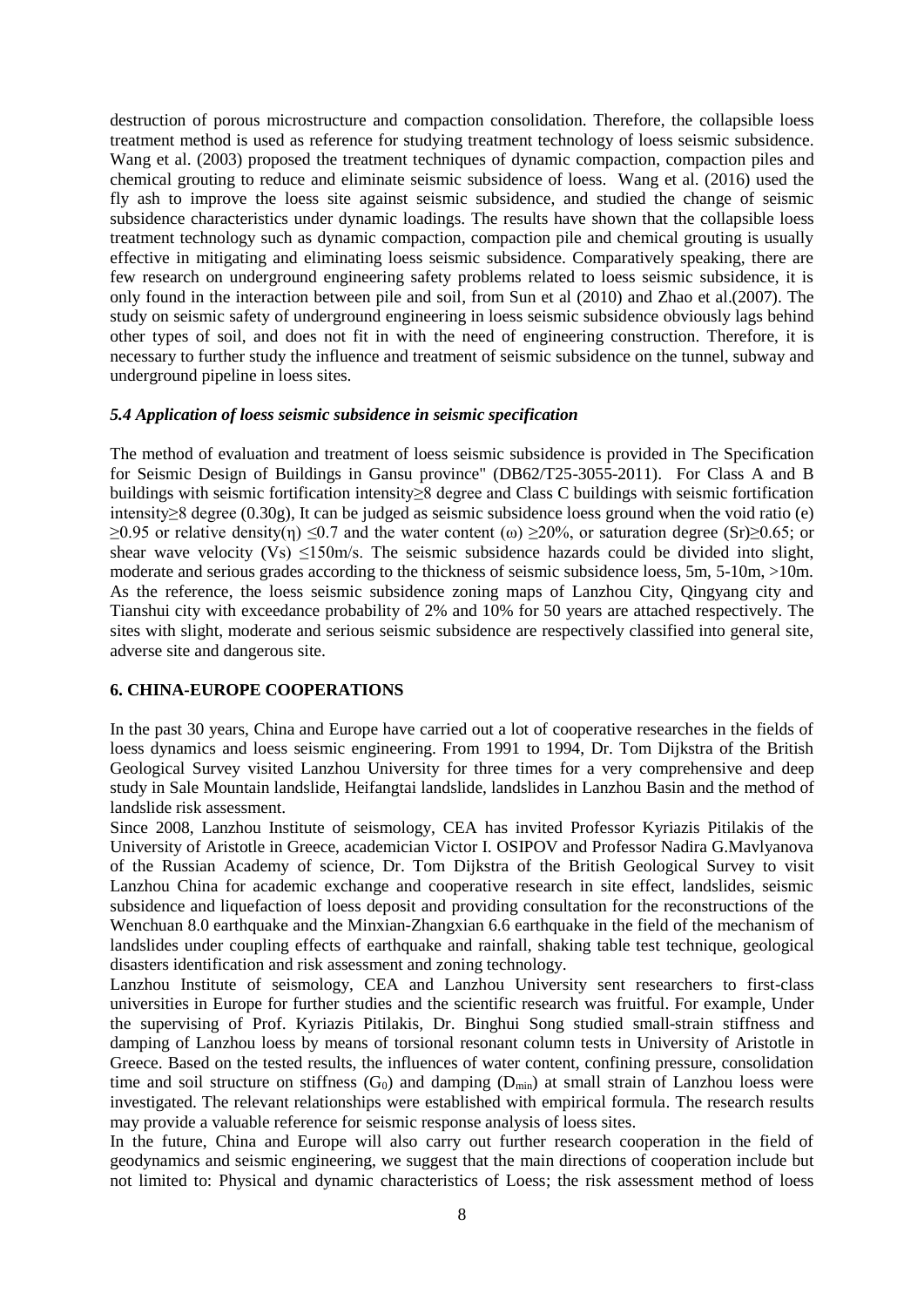destruction of porous microstructure and compaction consolidation. Therefore, the collapsible loess treatment method is used as reference for studying treatment technology of loess seismic subsidence. Wang et al. (2003) proposed the treatment techniques of dynamic compaction, compaction piles and chemical grouting to reduce and eliminate seismic subsidence of loess. Wang et al. (2016) used the fly ash to improve the loess site against seismic subsidence, and studied the change of seismic subsidence characteristics under dynamic loadings. The results have shown that the collapsible loess treatment technology such as dynamic compaction, compaction pile and chemical grouting is usually effective in mitigating and eliminating loess seismic subsidence. Comparatively speaking, there are few research on underground engineering safety problems related to loess seismic subsidence, it is only found in the interaction between pile and soil, from Sun et al (2010) and Zhao et al.(2007). The study on seismic safety of underground engineering in loess seismic subsidence obviously lags behind other types of soil, and does not fit in with the need of engineering construction. Therefore, it is necessary to further study the influence and treatment of seismic subsidence on the tunnel, subway and underground pipeline in loess sites.

### *5.4 Application of loess seismic subsidence in seismic specification*

The method of evaluation and treatment of loess seismic subsidence is provided in The Specification for Seismic Design of Buildings in Gansu province" (DB62/T25-3055-2011). For Class A and B buildings with seismic fortification intensity≥8 degree and Class C buildings with seismic fortification intensity≥8 degree (0.30g), It can be judged as seismic subsidence loess ground when the void ratio (e) ≥0.95 or relative density(η) ≤0.7 and the water content (ω) ≥20%, or saturation degree (Sr)≥0.65; or shear wave velocity (Vs) ≤150m/s. The seismic subsidence hazards could be divided into slight, moderate and serious grades according to the thickness of seismic subsidence loess, 5m, 5-10m, >10m. As the reference, the loess seismic subsidence zoning maps of Lanzhou City, Qingyang city and Tianshui city with exceedance probability of 2% and 10% for 50 years are attached respectively. The sites with slight, moderate and serious seismic subsidence are respectively classified into general site, adverse site and dangerous site.

## 6. CHINA-EUROPE COOPERATIONS

In the past 30 years, China and Europe have carried out a lot of cooperative researches in the fields of loess dynamics and loess seismic engineering. From 1991 to 1994, Dr. Tom Dijkstra of the British Geological Survey visited Lanzhou University for three times for a very comprehensive and deep study in Sale Mountain landslide, Heifangtai landslide, landslides in Lanzhou Basin and the method of landslide risk assessment.

Since 2008, Lanzhou Institute of seismology, CEA has invited Professor Kyriazis Pitilakis of the University of Aristotle in Greece, academician Victor I. OSIPOV and Professor Nadira G.Mavlyanova of the Russian Academy of science, Dr. Tom Dijkstra of the British Geological Survey to visit Lanzhou China for academic exchange and cooperative research in site effect, landslides, seismic subsidence and liquefaction of loess deposit and providing consultation for the reconstructions of the Wenchuan 8.0 earthquake and the Minxian-Zhangxian 6.6 earthquake in the field of the mechanism of landslides under coupling effects of earthquake and rainfall, shaking table test technique, geological disasters identification and risk assessment and zoning technology.

Lanzhou Institute of seismology, CEA and Lanzhou University sent researchers to first-class universities in Europe for further studies and the scientific research was fruitful. For example, Under the supervising of Prof. Kyriazis Pitilakis, Dr. Binghui Song studied small-strain stiffness and damping of Lanzhou loess by means of torsional resonant column tests in University of Aristotle in Greece. Based on the tested results, the influences of water content, confining pressure, consolidation time and soil structure on stiffness ($G_0$) and damping ($D_{min}$) at small strain of Lanzhou loess were investigated. The relevant relationships were established with empirical formula. The research results may provide a valuable reference for seismic response analysis of loess sites.

In the future, China and Europe will also carry out further research cooperation in the field of geodynamics and seismic engineering, we suggest that the main directions of cooperation include but not limited to: Physical and dynamic characteristics of Loess; the risk assessment method of loess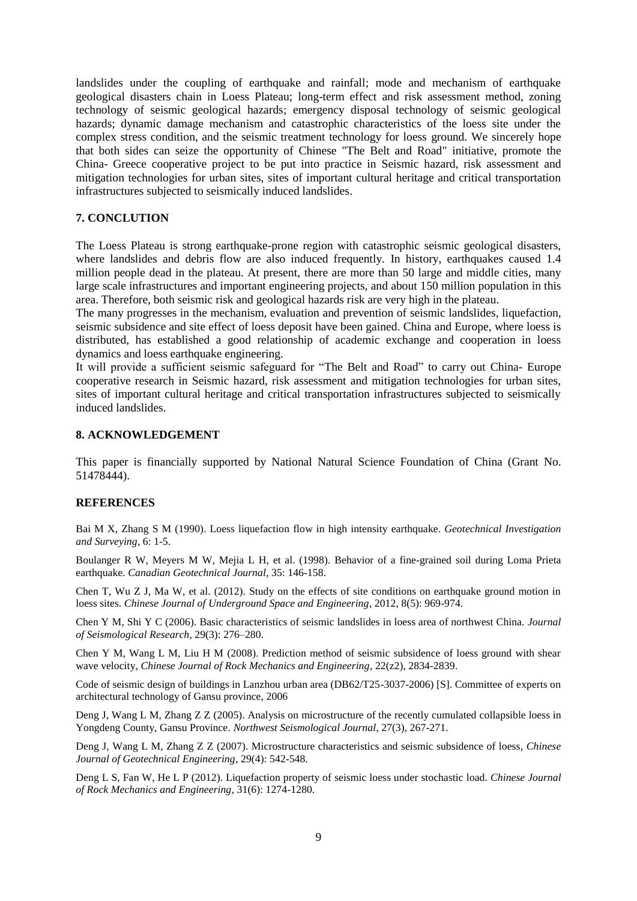landslides under the coupling of earthquake and rainfall; mode and mechanism of earthquake geological disasters chain in Loess Plateau; long-term effect and risk assessment method, zoning technology of seismic geological hazards; emergency disposal technology of seismic geological hazards; dynamic damage mechanism and catastrophic characteristics of the loess site under the complex stress condition, and the seismic treatment technology for loess ground. We sincerely hope that both sides can seize the opportunity of Chinese "The Belt and Road" initiative, promote the China- Greece cooperative project to be put into practice in Seismic hazard, risk assessment and mitigation technologies for urban sites, sites of important cultural heritage and critical transportation infrastructures subjected to seismically induced landslides.

## 7. CONCLUTION

The Loess Plateau is strong earthquake-prone region with catastrophic seismic geological disasters, where landslides and debris flow are also induced frequently. In history, earthquakes caused 1.4 million people dead in the plateau. At present, there are more than 50 large and middle cities, many large scale infrastructures and important engineering projects, and about 150 million population in this area. Therefore, both seismic risk and geological hazards risk are very high in the plateau.

The many progresses in the mechanism, evaluation and prevention of seismic landslides, liquefaction, seismic subsidence and site effect of loess deposit have been gained. China and Europe, where loess is distributed, has established a good relationship of academic exchange and cooperation in loess dynamics and loess earthquake engineering.

It will provide a sufficient seismic safeguard for "The Belt and Road" to carry out China- Europe cooperative research in Seismic hazard, risk assessment and mitigation technologies for urban sites, sites of important cultural heritage and critical transportation infrastructures subjected to seismically induced landslides.

## 8. ACKNOWLEDGEMENT

This paper is financially supported by National Natural Science Foundation of China (Grant No. 51478444).

## REFERENCES

Bai M X, Zhang S M (1990). Loess liquefaction flow in high intensity earthquake. *Geotechnical Investigation and Surveying*, 6: 1-5.

Boulanger R W, Meyers M W, Mejia L H, et al. (1998). Behavior of a fine-grained soil during Loma Prieta earthquake. *Canadian Geotechnical Journal*, 35: 146-158.

Chen T, Wu Z J, Ma W, et al. (2012). Study on the effects of site conditions on earthquake ground motion in loess sites. *Chinese Journal of Underground Space and Engineering*, 2012, 8(5): 969-974.

Chen Y M, Shi Y C (2006). Basic characteristics of seismic landslides in loess area of northwest China. *Journal of Seismological Research*, 29(3): 276–280.

Chen Y M, Wang L M, Liu H M (2008). Prediction method of seismic subsidence of loess ground with shear wave velocity, *Chinese Journal of Rock Mechanics and Engineering*, 22(z2), 2834-2839.

Code of seismic design of buildings in Lanzhou urban area (DB62/T25-3037-2006) [S]. Committee of experts on architectural technology of Gansu province, 2006

Deng J, Wang L M, Zhang Z Z (2005). Analysis on microstructure of the recently cumulated collapsible loess in Yongdeng County, Gansu Province. *Northwest Seismological Journal*, 27(3), 267-271.

Deng J, Wang L M, Zhang Z Z (2007). Microstructure characteristics and seismic subsidence of loess, *Chinese Journal of Geotechnical Engineering*, 29(4): 542-548.

Deng L S, Fan W, He L P (2012). Liquefaction property of seismic loess under stochastic load. *Chinese Journal of Rock Mechanics and Engineering*, 31(6): 1274-1280.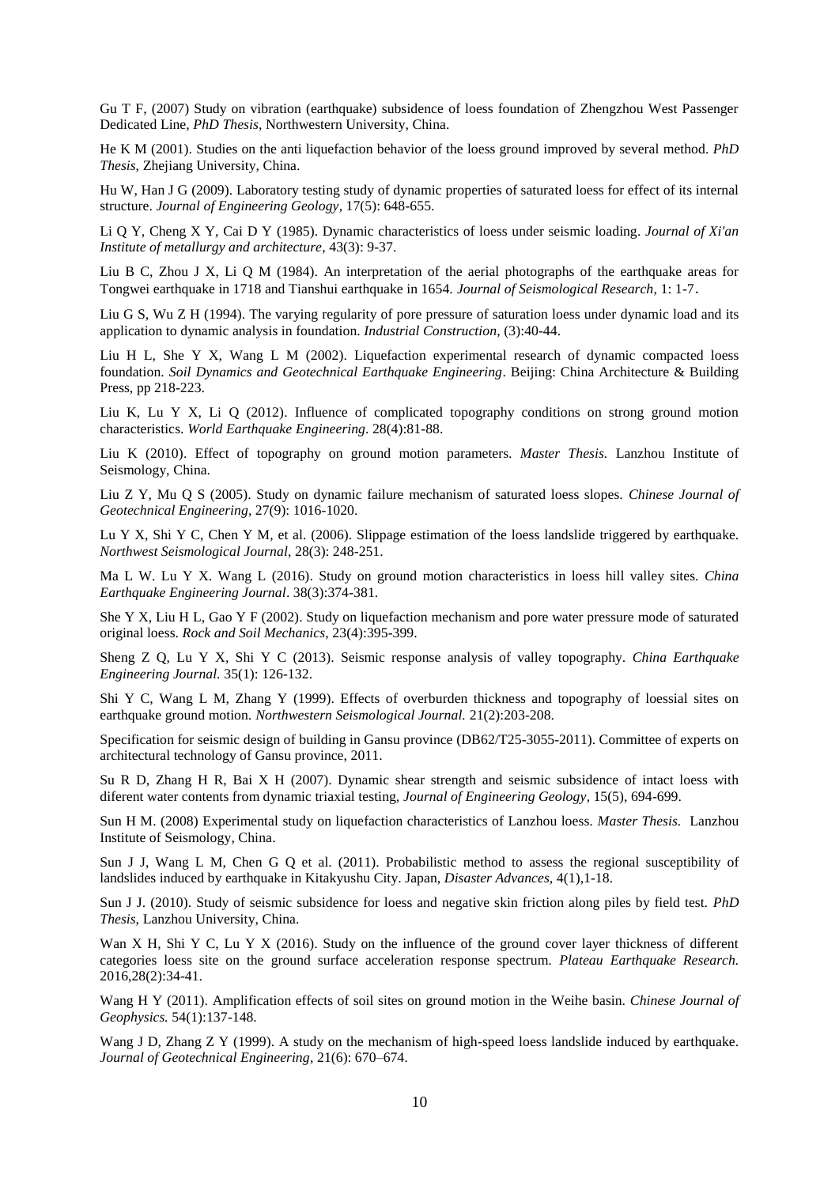Gu T F, (2007) Study on vibration (earthquake) subsidence of loess foundation of Zhengzhou West Passenger Dedicated Line, *PhD Thesis*, Northwestern University, China.

He K M (2001). Studies on the anti liquefaction behavior of the loess ground improved by several method. *PhD Thesis*, Zhejiang University, China.

Hu W, Han J G (2009). Laboratory testing study of dynamic properties of saturated loess for effect of its internal structure. *Journal of Engineering Geology*, 17(5): 648-655.

Li Q Y, Cheng X Y, Cai D Y (1985). Dynamic characteristics of loess under seismic loading. *Journal of Xi'an Institute of metallurgy and architecture*, 43(3): 9-37.

Liu B C, Zhou J X, Li Q M (1984). An interpretation of the aerial photographs of the earthquake areas for Tongwei earthquake in 1718 and Tianshui earthquake in 1654. *Journal of Seismological Research*, 1: 1-7.

Liu G S, Wu Z H (1994). The varying regularity of pore pressure of saturation loess under dynamic load and its application to dynamic analysis in foundation. *Industrial Construction*, (3):40-44.

Liu H L, She Y X, Wang L M (2002). Liquefaction experimental research of dynamic compacted loess foundation. *Soil Dynamics and Geotechnical Earthquake Engineering*. Beijing: China Architecture & Building Press, pp 218-223.

Liu K, Lu Y X, Li Q (2012). Influence of complicated topography conditions on strong ground motion characteristics. *World Earthquake Engineering*. 28(4):81-88.

Liu K (2010). Effect of topography on ground motion parameters. *Master Thesis*. Lanzhou Institute of Seismology, China.

Liu Z Y, Mu Q S (2005). Study on dynamic failure mechanism of saturated loess slopes. *Chinese Journal of Geotechnical Engineering*, 27(9): 1016-1020.

Lu Y X, Shi Y C, Chen Y M, et al. (2006). Slippage estimation of the loess landslide triggered by earthquake. *Northwest Seismological Journal*, 28(3): 248-251.

Ma L W. Lu Y X. Wang L (2016). Study on ground motion characteristics in loess hill valley sites. *China Earthquake Engineering Journal*. 38(3):374-381.

She Y X, Liu H L, Gao Y F (2002). Study on liquefaction mechanism and pore water pressure mode of saturated original loess. *Rock and Soil Mechanics*, 23(4):395-399.

Sheng Z Q, Lu Y X, Shi Y C (2013). Seismic response analysis of valley topography. *China Earthquake Engineering Journal*. 35(1): 126-132.

Shi Y C, Wang L M, Zhang Y (1999). Effects of overburden thickness and topography of loessial sites on earthquake ground motion. *Northwestern Seismological Journal*. 21(2):203-208.

Specification for seismic design of building in Gansu province (DB62/T25-3055-2011). Committee of experts on architectural technology of Gansu province, 2011.

Su R D, Zhang H R, Bai X H (2007). Dynamic shear strength and seismic subsidence of intact loess with diferent water contents from dynamic triaxial testing, *Journal of Engineering Geology*, 15(5), 694-699.

Sun H M. (2008) Experimental study on liquefaction characteristics of Lanzhou loess. *Master Thesis*. Lanzhou Institute of Seismology, China.

Sun J J, Wang L M, Chen G Q et al. (2011). Probabilistic method to assess the regional susceptibility of landslides induced by earthquake in Kitakyushu City. Japan, *Disaster Advances*, 4(1),1-18.

Sun J J. (2010). Study of seismic subsidence for loess and negative skin friction along piles by field test. *PhD Thesis*, Lanzhou University, China.

Wan X H, Shi Y C, Lu Y X (2016). Study on the influence of the ground cover layer thickness of different categories loess site on the ground surface acceleration response spectrum. *Plateau Earthquake Research.* 2016,28(2):34-41.

Wang H Y (2011). Amplification effects of soil sites on ground motion in the Weihe basin. *Chinese Journal of Geophysics.* 54(1):137-148.

Wang J D, Zhang Z Y (1999). A study on the mechanism of high-speed loess landslide induced by earthquake. *Journal of Geotechnical Engineering*, 21(6): 670–674.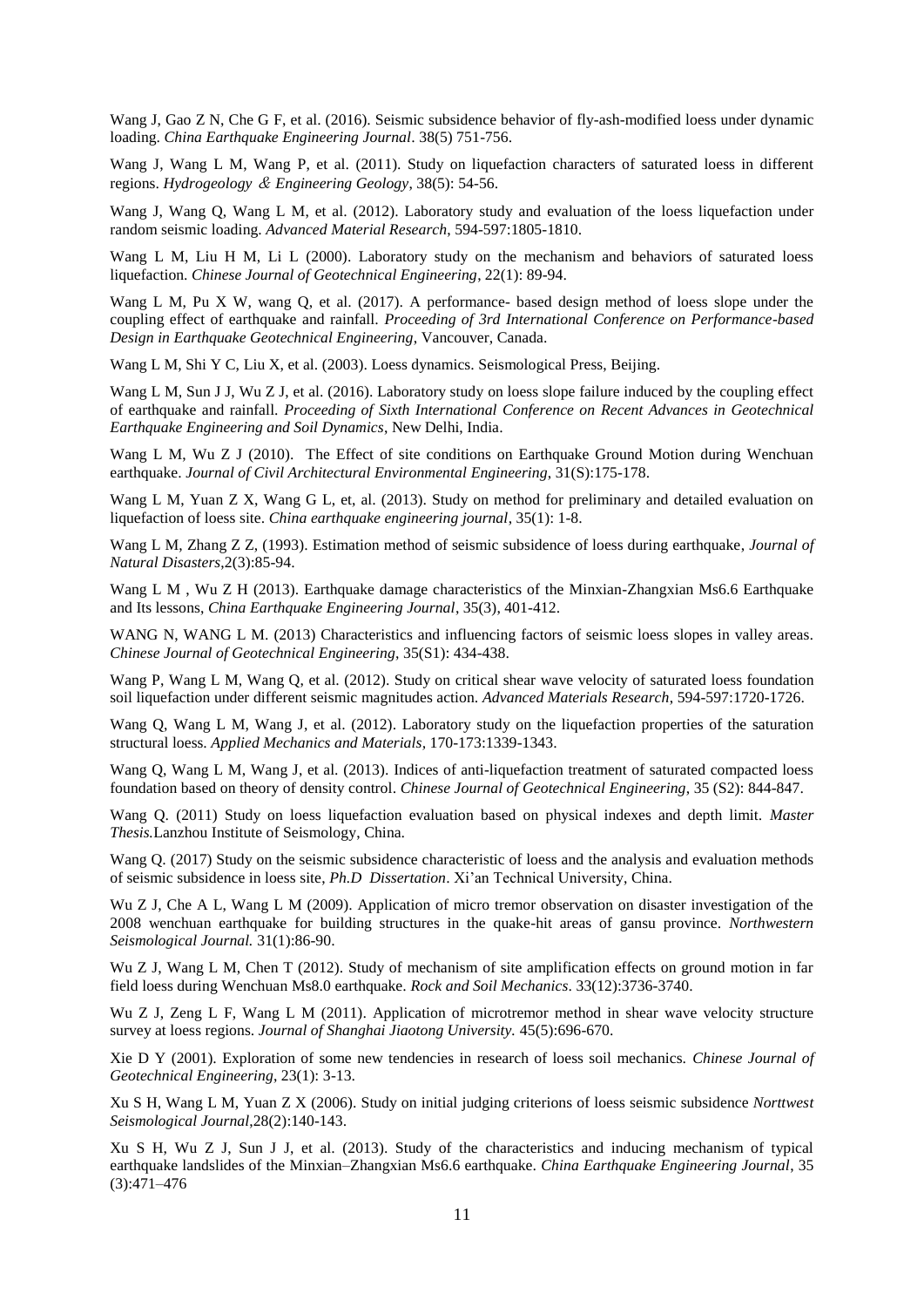Wang J, Gao Z N, Che G F, et al. (2016). Seismic subsidence behavior of fly-ash-modified loess under dynamic loading. *China Earthquake Engineering Journal*. 38(5) 751-756.

Wang J, Wang L M, Wang P, et al. (2011). Study on liquefaction characters of saturated loess in different regions. *Hydrogeology & Engineering Geology*, 38(5): 54-56.

Wang J, Wang Q, Wang L M, et al. (2012). Laboratory study and evaluation of the loess liquefaction under random seismic loading. *Advanced Material Research*, 594-597:1805-1810.

Wang L M, Liu H M, Li L (2000). Laboratory study on the mechanism and behaviors of saturated loess liquefaction. *Chinese Journal of Geotechnical Engineering*, 22(1): 89-94.

Wang L M, Pu X W, wang Q, et al. (2017). A performance- based design method of loess slope under the coupling effect of earthquake and rainfall. *Proceeding of 3rd International Conference on Performance-based Design in Earthquake Geotechnical Engineering*, Vancouver, Canada.

Wang L M, Shi Y C, Liu X, et al. (2003). Loess dynamics. Seismological Press, Beijing.

Wang L M, Sun J J, Wu Z J, et al. (2016). Laboratory study on loess slope failure induced by the coupling effect of earthquake and rainfall. *Proceeding of Sixth International Conference on Recent Advances in Geotechnical Earthquake Engineering and Soil Dynamics*, New Delhi, India.

Wang L M, Wu Z J (2010). The Effect of site conditions on Earthquake Ground Motion during Wenchuan earthquake. *Journal of Civil Architectural Environmental Engineering*, 31(S):175-178.

Wang L M, Yuan Z X, Wang G L, et, al. (2013). Study on method for preliminary and detailed evaluation on liquefaction of loess site. *China earthquake engineering journal*, 35(1): 1-8.

Wang L M, Zhang Z Z, (1993). Estimation method of seismic subsidence of loess during earthquake, *Journal of Natural Disasters*,2(3):85-94.

Wang L M , Wu Z H (2013). Earthquake damage characteristics of the Minxian-Zhangxian Ms6.6 Earthquake and Its lessons, *China Earthquake Engineering Journal*, 35(3), 401-412.

WANG N, WANG L M. (2013) Characteristics and influencing factors of seismic loess slopes in valley areas. *Chinese Journal of Geotechnical Engineering*, 35(S1): 434-438.

Wang P, Wang L M, Wang Q, et al. (2012). Study on critical shear wave velocity of saturated loess foundation soil liquefaction under different seismic magnitudes action. *Advanced Materials Research*, 594-597:1720-1726.

Wang Q, Wang L M, Wang J, et al. (2012). Laboratory study on the liquefaction properties of the saturation structural loess. *Applied Mechanics and Materials,* 170-173:1339-1343.

Wang Q, Wang L M, Wang J, et al. (2013). Indices of anti-liquefaction treatment of saturated compacted loess foundation based on theory of density control. *Chinese Journal of Geotechnical Engineering*, 35 (S2): 844-847.

Wang Q. (2011) Study on loess liquefaction evaluation based on physical indexes and depth limit. *Master Thesis.*Lanzhou Institute of Seismology, China.

Wang Q. (2017) Study on the seismic subsidence characteristic of loess and the analysis and evaluation methods of seismic subsidence in loess site, *Ph.D Dissertation*. Xi'an Technical University, China.

Wu Z J, Che A L, Wang L M (2009). Application of micro tremor observation on disaster investigation of the 2008 wenchuan earthquake for building structures in the quake-hit areas of gansu province. *Northwestern Seismological Journal.* 31(1):86-90.

Wu Z J, Wang L M, Chen T (2012). Study of mechanism of site amplification effects on ground motion in far field loess during Wenchuan Ms8.0 earthquake. *Rock and Soil Mechanics*. 33(12):3736-3740.

Wu Z J, Zeng L F, Wang L M (2011). Application of microtremor method in shear wave velocity structure survey at loess regions. *Journal of Shanghai Jiaotong University.* 45(5):696-670.

Xie D Y (2001). Exploration of some new tendencies in research of loess soil mechanics. *Chinese Journal of Geotechnical Engineering*, 23(1): 3-13.

Xu S H, Wang L M, Yuan Z X (2006). Study on initial judging criterions of loess seismic subsidence *Norttwest Seismological Journal*,28(2):140-143.

Xu S H, Wu Z J, Sun J J, et al. (2013). Study of the characteristics and inducing mechanism of typical earthquake landslides of the Minxian–Zhangxian Ms6.6 earthquake. *China Earthquake Engineering Journal*, 35 (3):471–476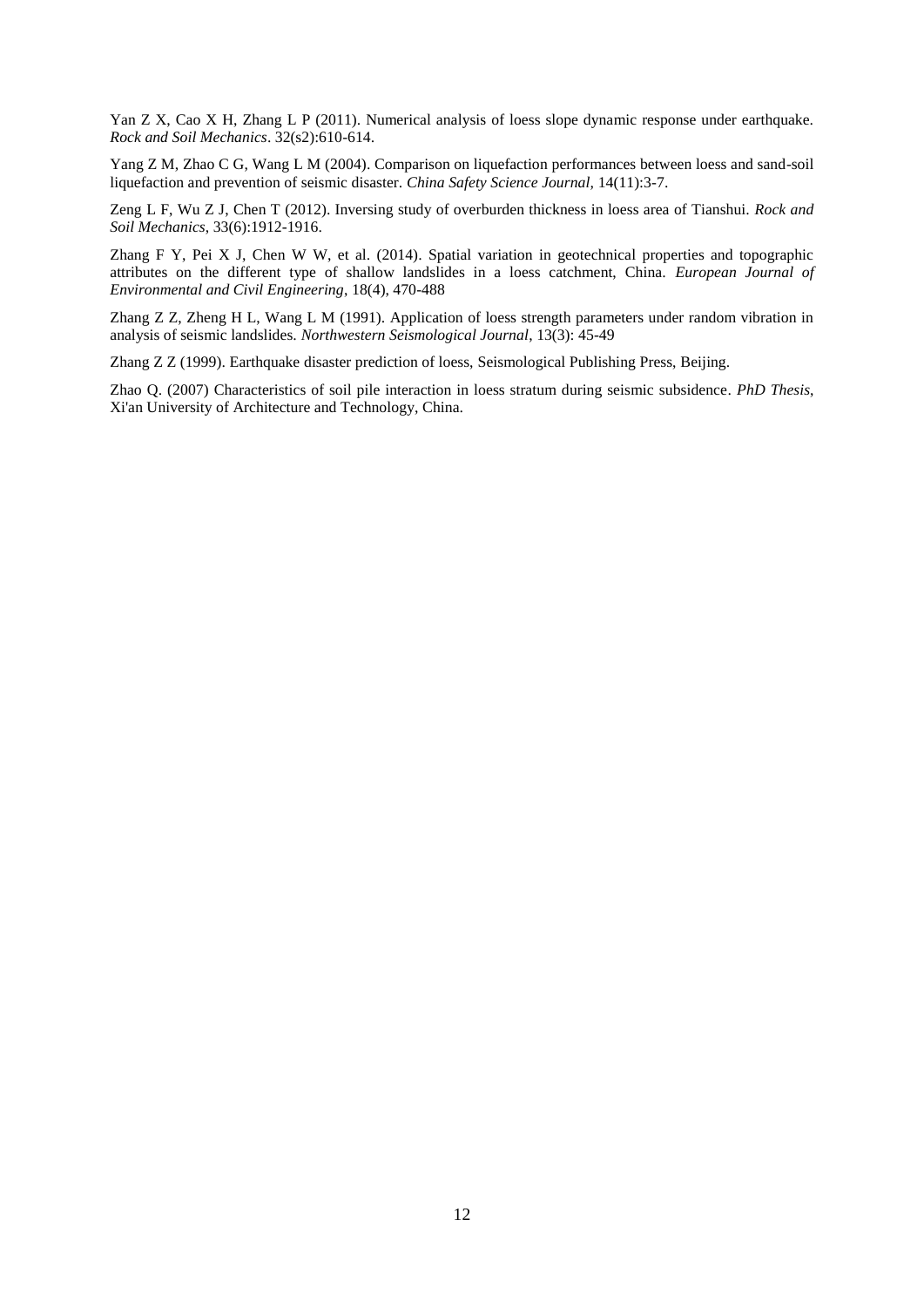Yan Z X, Cao X H, Zhang L P (2011). Numerical analysis of loess slope dynamic response under earthquake. *Rock and Soil Mechanics*. 32(s2):610-614.

Yang Z M, Zhao C G, Wang L M (2004). Comparison on liquefaction performances between loess and sand-soil liquefaction and prevention of seismic disaster. *China Safety Science Journal,* 14(11):3-7.

Zeng L F, Wu Z J, Chen T (2012). Inversing study of overburden thickness in loess area of Tianshui. *Rock and Soil Mechanics*, 33(6):1912-1916.

Zhang F Y, Pei X J, Chen W W, et al. (2014). Spatial variation in geotechnical properties and topographic attributes on the different type of shallow landslides in a loess catchment, China. *European Journal of Environmental and Civil Engineering*, 18(4), 470-488

Zhang Z Z, Zheng H L, Wang L M (1991). Application of loess strength parameters under random vibration in analysis of seismic landslides. *Northwestern Seismological Journal*, 13(3): 45-49

Zhang Z Z (1999). Earthquake disaster prediction of loess, Seismological Publishing Press, Beijing.

Zhao Q. (2007) Characteristics of soil pile interaction in loess stratum during seismic subsidence. *PhD Thesis*, Xi'an University of Architecture and Technology, China.